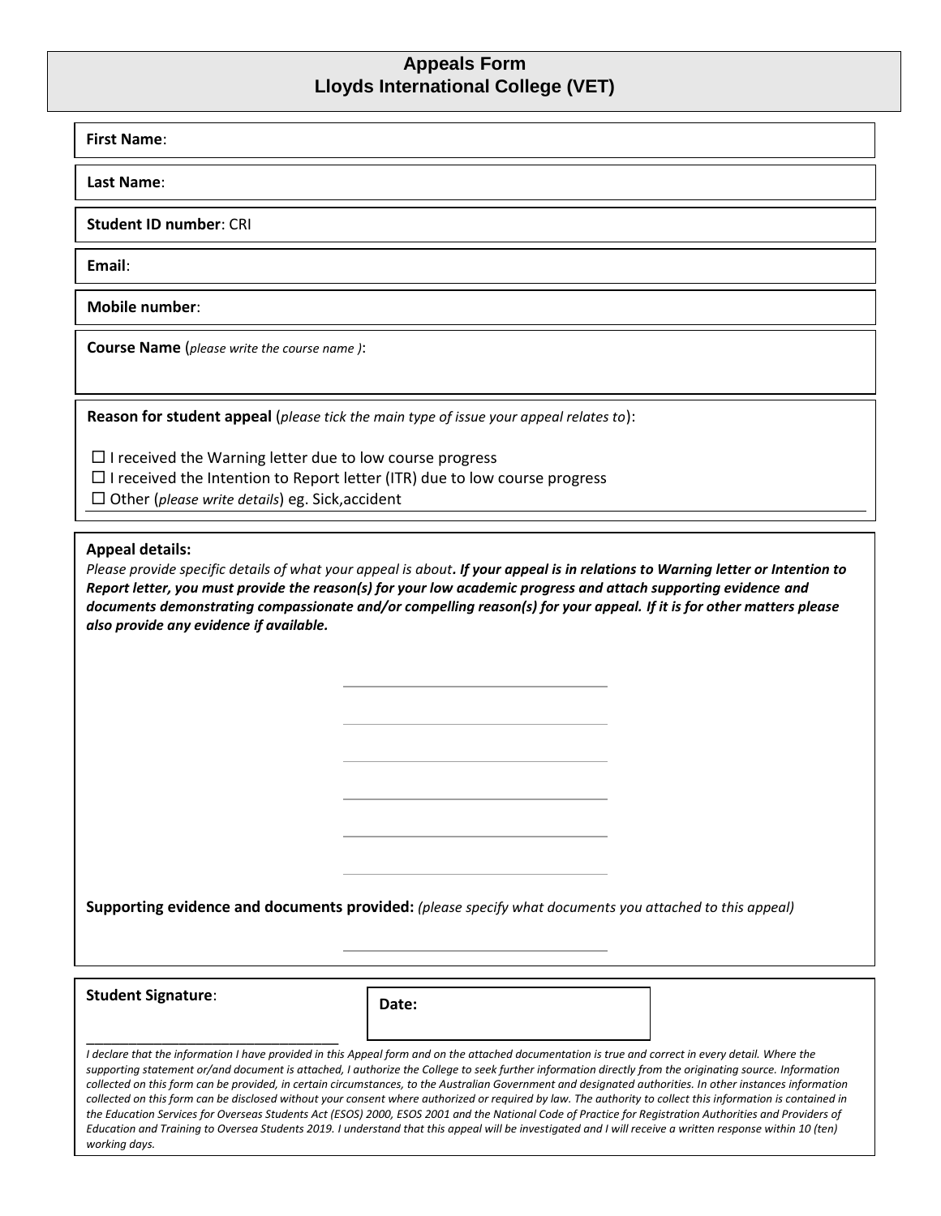# Appeals Form
## Lloyds International College (VET)

**First Name**:

**Last Name**:

**Student ID number**: CRI

**Email**:

**Mobile number**:

**Course Name** (*please write the course name* ):

**Reason for student appeal** (*please tick the main type of issue your appeal relates to*):

☐ I received the Warning letter due to low course progress
☐ I received the Intention to Report letter (ITR) due to low course progress
☐ Other (*please write details*) eg. Sick,accident

**Appeal details:**

*Please provide specific details of what your appeal is about.* ***If your appeal is in relations to Warning letter or Intention to Report letter, you must provide the reason(s) for your low academic progress and attach supporting evidence and documents demonstrating compassionate and/or compelling reason(s) for your appeal. If it is for other matters please also provide any evidence if available.***

______________________________

______________________________

______________________________

______________________________

______________________________

______________________________

**Supporting evidence and documents provided:** *(please specify what documents you attached to this appeal)*

______________________________

**Student Signature**: ______________________________

**Date:**

*I declare that the information I have provided in this Appeal form and on the attached documentation is true and correct in every detail. Where the supporting statement or/and document is attached, I authorize the College to seek further information directly from the originating source. Information collected on this form can be provided, in certain circumstances, to the Australian Government and designated authorities. In other instances information collected on this form can be disclosed without your consent where authorized or required by law. The authority to collect this information is contained in the Education Services for Overseas Students Act (ESOS) 2000, ESOS 2001 and the National Code of Practice for Registration Authorities and Providers of Education and Training to Oversea Students 2019. I understand that this appeal will be investigated and I will receive a written response within 10 (ten) working days.*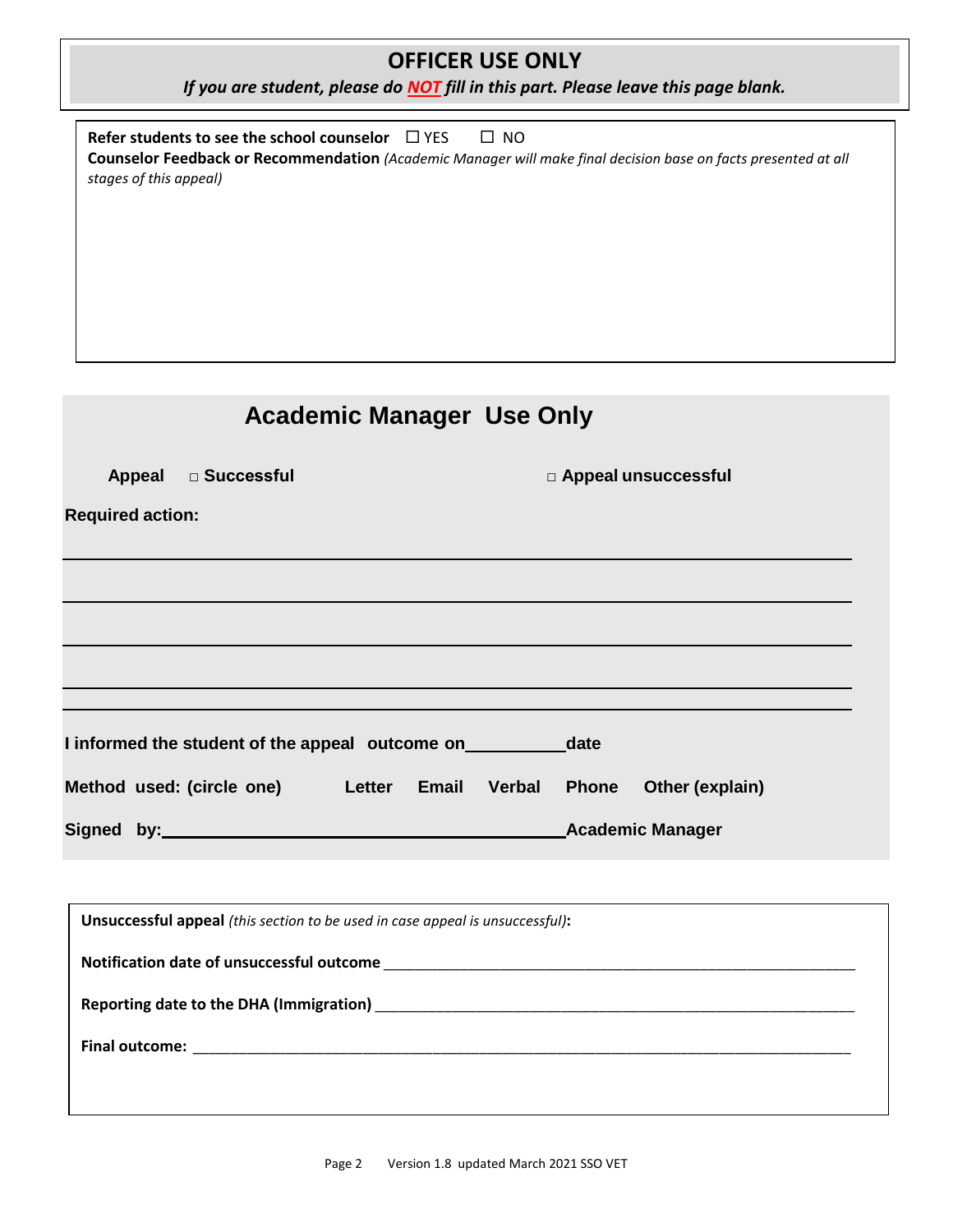## OFFICER USE ONLY

***If you are student, please do NOT fill in this part. Please leave this page blank.***

**Refer students to see the school counselor** ☐ YES ☐ NO

**Counselor Feedback or Recommendation** *(Academic Manager will make final decision base on facts presented at all stages of this appeal)*

## Academic Manager Use Only

**Appeal** □ **Successful** □ **Appeal unsuccessful**

**Required action:**

______________________________________________________________________

______________________________________________________________________

______________________________________________________________________

______________________________________________________________________

______________________________________________________________________

**I informed the student of the appeal outcome on__________date**

**Method used: (circle one) Letter Email Verbal Phone Other (explain)**

**Signed by:_________________________________________Academic Manager**

**Unsuccessful appeal** *(this section to be used in case appeal is unsuccessful)***:**

**Notification date of unsuccessful outcome** ______________________________________________________

**Reporting date to the DHA (Immigration)** ______________________________________________________

**Final outcome:** ______________________________________________________________________